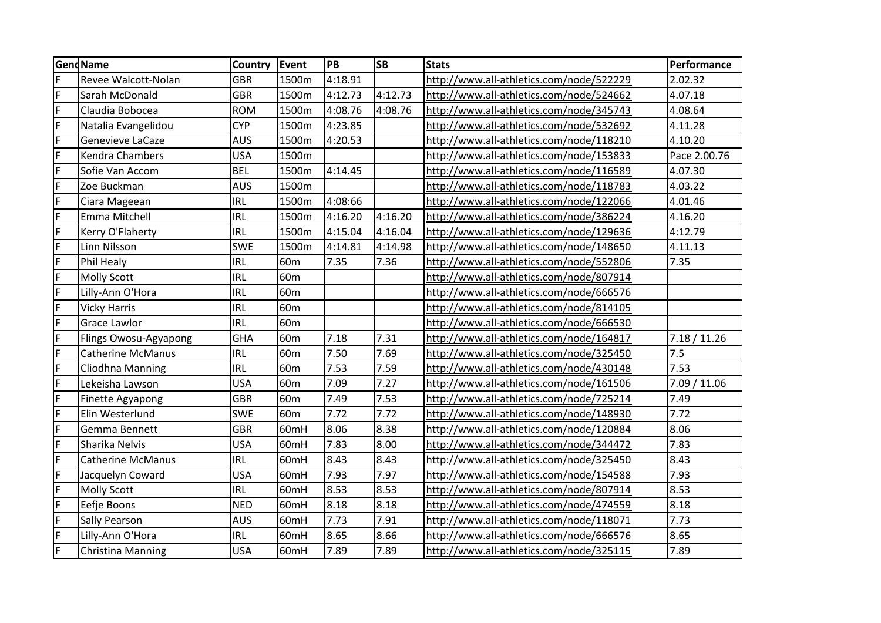| Gend | Name | Country | Event | PB | SB | Stats | Performance |
|---|---|---|---|---|---|---|---|
| F | Revee Walcott-Nolan | GBR | 1500m | 4:18.91 | | http://www.all-athletics.com/node/522229 | 2.02.32 |
| F | Sarah McDonald | GBR | 1500m | 4:12.73 | 4:12.73 | http://www.all-athletics.com/node/524662 | 4.07.18 |
| F | Claudia Bobocea | ROM | 1500m | 4:08.76 | 4:08.76 | http://www.all-athletics.com/node/345743 | 4.08.64 |
| F | Natalia Evangelidou | CYP | 1500m | 4:23.85 | | http://www.all-athletics.com/node/532692 | 4.11.28 |
| F | Genevieve LaCaze | AUS | 1500m | 4:20.53 | | http://www.all-athletics.com/node/118210 | 4.10.20 |
| F | Kendra Chambers | USA | 1500m | | | http://www.all-athletics.com/node/153833 | Pace 2.00.76 |
| F | Sofie Van Accom | BEL | 1500m | 4:14.45 | | http://www.all-athletics.com/node/116589 | 4.07.30 |
| F | Zoe Buckman | AUS | 1500m | | | http://www.all-athletics.com/node/118783 | 4.03.22 |
| F | Ciara Mageean | IRL | 1500m | 4:08:66 | | http://www.all-athletics.com/node/122066 | 4.01.46 |
| F | Emma Mitchell | IRL | 1500m | 4:16.20 | 4:16.20 | http://www.all-athletics.com/node/386224 | 4.16.20 |
| F | Kerry O'Flaherty | IRL | 1500m | 4:15.04 | 4:16.04 | http://www.all-athletics.com/node/129636 | 4:12.79 |
| F | Linn Nilsson | SWE | 1500m | 4:14.81 | 4:14.98 | http://www.all-athletics.com/node/148650 | 4.11.13 |
| F | Phil Healy | IRL | 60m | 7.35 | 7.36 | http://www.all-athletics.com/node/552806 | 7.35 |
| F | Molly Scott | IRL | 60m | | | http://www.all-athletics.com/node/807914 | |
| F | Lilly-Ann O'Hora | IRL | 60m | | | http://www.all-athletics.com/node/666576 | |
| F | Vicky Harris | IRL | 60m | | | http://www.all-athletics.com/node/814105 | |
| F | Grace Lawlor | IRL | 60m | | | http://www.all-athletics.com/node/666530 | |
| F | Flings Owosu-Agyapong | GHA | 60m | 7.18 | 7.31 | http://www.all-athletics.com/node/164817 | 7.18 / 11.26 |
| F | Catherine McManus | IRL | 60m | 7.50 | 7.69 | http://www.all-athletics.com/node/325450 | 7.5 |
| F | Cliodhna Manning | IRL | 60m | 7.53 | 7.59 | http://www.all-athletics.com/node/430148 | 7.53 |
| F | Lekeisha Lawson | USA | 60m | 7.09 | 7.27 | http://www.all-athletics.com/node/161506 | 7.09 / 11.06 |
| F | Finette Agyapong | GBR | 60m | 7.49 | 7.53 | http://www.all-athletics.com/node/725214 | 7.49 |
| F | Elin Westerlund | SWE | 60m | 7.72 | 7.72 | http://www.all-athletics.com/node/148930 | 7.72 |
| F | Gemma Bennett | GBR | 60mH | 8.06 | 8.38 | http://www.all-athletics.com/node/120884 | 8.06 |
| F | Sharika Nelvis | USA | 60mH | 7.83 | 8.00 | http://www.all-athletics.com/node/344472 | 7.83 |
| F | Catherine McManus | IRL | 60mH | 8.43 | 8.43 | http://www.all-athletics.com/node/325450 | 8.43 |
| F | Jacquelyn Coward | USA | 60mH | 7.93 | 7.97 | http://www.all-athletics.com/node/154588 | 7.93 |
| F | Molly Scott | IRL | 60mH | 8.53 | 8.53 | http://www.all-athletics.com/node/807914 | 8.53 |
| F | Eefje Boons | NED | 60mH | 8.18 | 8.18 | http://www.all-athletics.com/node/474559 | 8.18 |
| F | Sally Pearson | AUS | 60mH | 7.73 | 7.91 | http://www.all-athletics.com/node/118071 | 7.73 |
| F | Lilly-Ann O'Hora | IRL | 60mH | 8.65 | 8.66 | http://www.all-athletics.com/node/666576 | 8.65 |
| F | Christina Manning | USA | 60mH | 7.89 | 7.89 | http://www.all-athletics.com/node/325115 | 7.89 |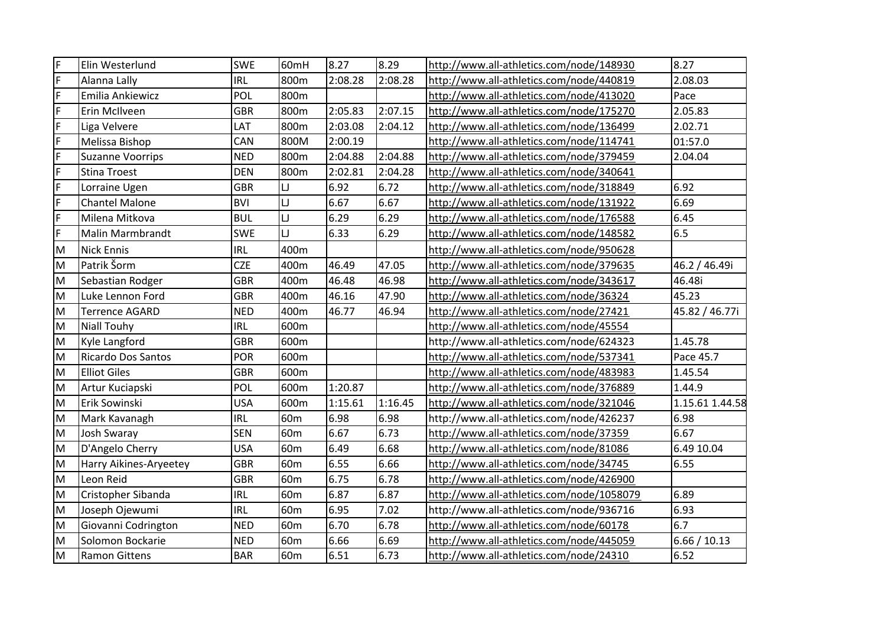| | | | | | | | |
|---|---|---|---|---|---|---|---|
| F | Elin Westerlund | SWE | 60mH | 8.27 | 8.29 | http://www.all-athletics.com/node/148930 | 8.27 |
| F | Alanna Lally | IRL | 800m | 2:08.28 | 2:08.28 | http://www.all-athletics.com/node/440819 | 2.08.03 |
| F | Emilia Ankiewicz | POL | 800m | | | http://www.all-athletics.com/node/413020 | Pace |
| F | Erin McIlveen | GBR | 800m | 2:05.83 | 2:07.15 | http://www.all-athletics.com/node/175270 | 2.05.83 |
| F | Liga Velvere | LAT | 800m | 2:03.08 | 2:04.12 | http://www.all-athletics.com/node/136499 | 2.02.71 |
| F | Melissa Bishop | CAN | 800M | 2:00.19 | | http://www.all-athletics.com/node/114741 | 01:57.0 |
| F | Suzanne Voorrips | NED | 800m | 2:04.88 | 2:04.88 | http://www.all-athletics.com/node/379459 | 2.04.04 |
| F | Stina Troest | DEN | 800m | 2:02.81 | 2:04.28 | http://www.all-athletics.com/node/340641 | |
| F | Lorraine Ugen | GBR | LJ | 6.92 | 6.72 | http://www.all-athletics.com/node/318849 | 6.92 |
| F | Chantel Malone | BVI | LJ | 6.67 | 6.67 | http://www.all-athletics.com/node/131922 | 6.69 |
| F | Milena Mitkova | BUL | LJ | 6.29 | 6.29 | http://www.all-athletics.com/node/176588 | 6.45 |
| F | Malin Marmbrandt | SWE | LJ | 6.33 | 6.29 | http://www.all-athletics.com/node/148582 | 6.5 |
| M | Nick Ennis | IRL | 400m | | | http://www.all-athletics.com/node/950628 | |
| M | Patrik Šorm | CZE | 400m | 46.49 | 47.05 | http://www.all-athletics.com/node/379635 | 46.2 / 46.49i |
| M | Sebastian Rodger | GBR | 400m | 46.48 | 46.98 | http://www.all-athletics.com/node/343617 | 46.48i |
| M | Luke Lennon Ford | GBR | 400m | 46.16 | 47.90 | http://www.all-athletics.com/node/36324 | 45.23 |
| M | Terrence AGARD | NED | 400m | 46.77 | 46.94 | http://www.all-athletics.com/node/27421 | 45.82 / 46.77i |
| M | Niall Touhy | IRL | 600m | | | http://www.all-athletics.com/node/45554 | |
| M | Kyle Langford | GBR | 600m | | | http://www.all-athletics.com/node/624323 | 1.45.78 |
| M | Ricardo Dos Santos | POR | 600m | | | http://www.all-athletics.com/node/537341 | Pace 45.7 |
| M | Elliot Giles | GBR | 600m | | | http://www.all-athletics.com/node/483983 | 1.45.54 |
| M | Artur Kuciapski | POL | 600m | 1:20.87 | | http://www.all-athletics.com/node/376889 | 1.44.9 |
| M | Erik Sowinski | USA | 600m | 1:15.61 | 1:16.45 | http://www.all-athletics.com/node/321046 | 1.15.61 1.44.58 |
| M | Mark Kavanagh | IRL | 60m | 6.98 | 6.98 | http://www.all-athletics.com/node/426237 | 6.98 |
| M | Josh Swaray | SEN | 60m | 6.67 | 6.73 | http://www.all-athletics.com/node/37359 | 6.67 |
| M | D'Angelo Cherry | USA | 60m | 6.49 | 6.68 | http://www.all-athletics.com/node/81086 | 6.49 10.04 |
| M | Harry Aikines-Aryeetey | GBR | 60m | 6.55 | 6.66 | http://www.all-athletics.com/node/34745 | 6.55 |
| M | Leon Reid | GBR | 60m | 6.75 | 6.78 | http://www.all-athletics.com/node/426900 | |
| M | Cristopher Sibanda | IRL | 60m | 6.87 | 6.87 | http://www.all-athletics.com/node/1058079 | 6.89 |
| M | Joseph Ojewumi | IRL | 60m | 6.95 | 7.02 | http://www.all-athletics.com/node/936716 | 6.93 |
| M | Giovanni Codrington | NED | 60m | 6.70 | 6.78 | http://www.all-athletics.com/node/60178 | 6.7 |
| M | Solomon Bockarie | NED | 60m | 6.66 | 6.69 | http://www.all-athletics.com/node/445059 | 6.66 / 10.13 |
| M | Ramon Gittens | BAR | 60m | 6.51 | 6.73 | http://www.all-athletics.com/node/24310 | 6.52 |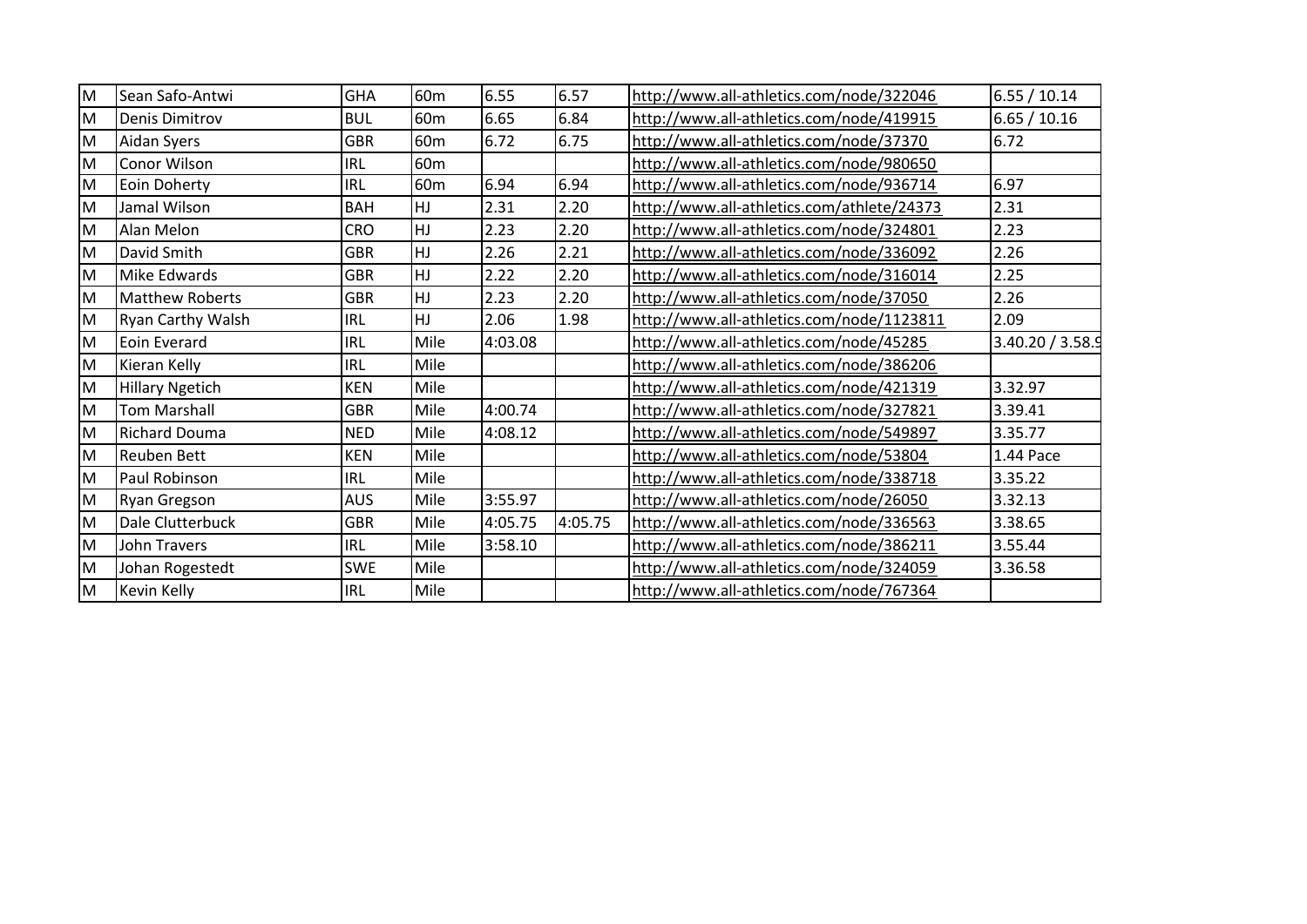| | | | | | | | |
|---|---|---|---|---|---|---|---|
| M | Sean Safo-Antwi | GHA | 60m | 6.55 | 6.57 | http://www.all-athletics.com/node/322046 | 6.55 / 10.14 |
| M | Denis Dimitrov | BUL | 60m | 6.65 | 6.84 | http://www.all-athletics.com/node/419915 | 6.65 / 10.16 |
| M | Aidan Syers | GBR | 60m | 6.72 | 6.75 | http://www.all-athletics.com/node/37370 | 6.72 |
| M | Conor Wilson | IRL | 60m | | | http://www.all-athletics.com/node/980650 | |
| M | Eoin Doherty | IRL | 60m | 6.94 | 6.94 | http://www.all-athletics.com/node/936714 | 6.97 |
| M | Jamal Wilson | BAH | HJ | 2.31 | 2.20 | http://www.all-athletics.com/athlete/24373 | 2.31 |
| M | Alan Melon | CRO | HJ | 2.23 | 2.20 | http://www.all-athletics.com/node/324801 | 2.23 |
| M | David Smith | GBR | HJ | 2.26 | 2.21 | http://www.all-athletics.com/node/336092 | 2.26 |
| M | Mike Edwards | GBR | HJ | 2.22 | 2.20 | http://www.all-athletics.com/node/316014 | 2.25 |
| M | Matthew Roberts | GBR | HJ | 2.23 | 2.20 | http://www.all-athletics.com/node/37050 | 2.26 |
| M | Ryan Carthy Walsh | IRL | HJ | 2.06 | 1.98 | http://www.all-athletics.com/node/1123811 | 2.09 |
| M | Eoin Everard | IRL | Mile | 4:03.08 | | http://www.all-athletics.com/node/45285 | 3.40.20 / 3.58.9 |
| M | Kieran Kelly | IRL | Mile | | | http://www.all-athletics.com/node/386206 | |
| M | Hillary Ngetich | KEN | Mile | | | http://www.all-athletics.com/node/421319 | 3.32.97 |
| M | Tom Marshall | GBR | Mile | 4:00.74 | | http://www.all-athletics.com/node/327821 | 3.39.41 |
| M | Richard Douma | NED | Mile | 4:08.12 | | http://www.all-athletics.com/node/549897 | 3.35.77 |
| M | Reuben Bett | KEN | Mile | | | http://www.all-athletics.com/node/53804 | 1.44 Pace |
| M | Paul Robinson | IRL | Mile | | | http://www.all-athletics.com/node/338718 | 3.35.22 |
| M | Ryan Gregson | AUS | Mile | 3:55.97 | | http://www.all-athletics.com/node/26050 | 3.32.13 |
| M | Dale Clutterbuck | GBR | Mile | 4:05.75 | 4:05.75 | http://www.all-athletics.com/node/336563 | 3.38.65 |
| M | John Travers | IRL | Mile | 3:58.10 | | http://www.all-athletics.com/node/386211 | 3.55.44 |
| M | Johan Rogestedt | SWE | Mile | | | http://www.all-athletics.com/node/324059 | 3.36.58 |
| M | Kevin Kelly | IRL | Mile | | | http://www.all-athletics.com/node/767364 | |